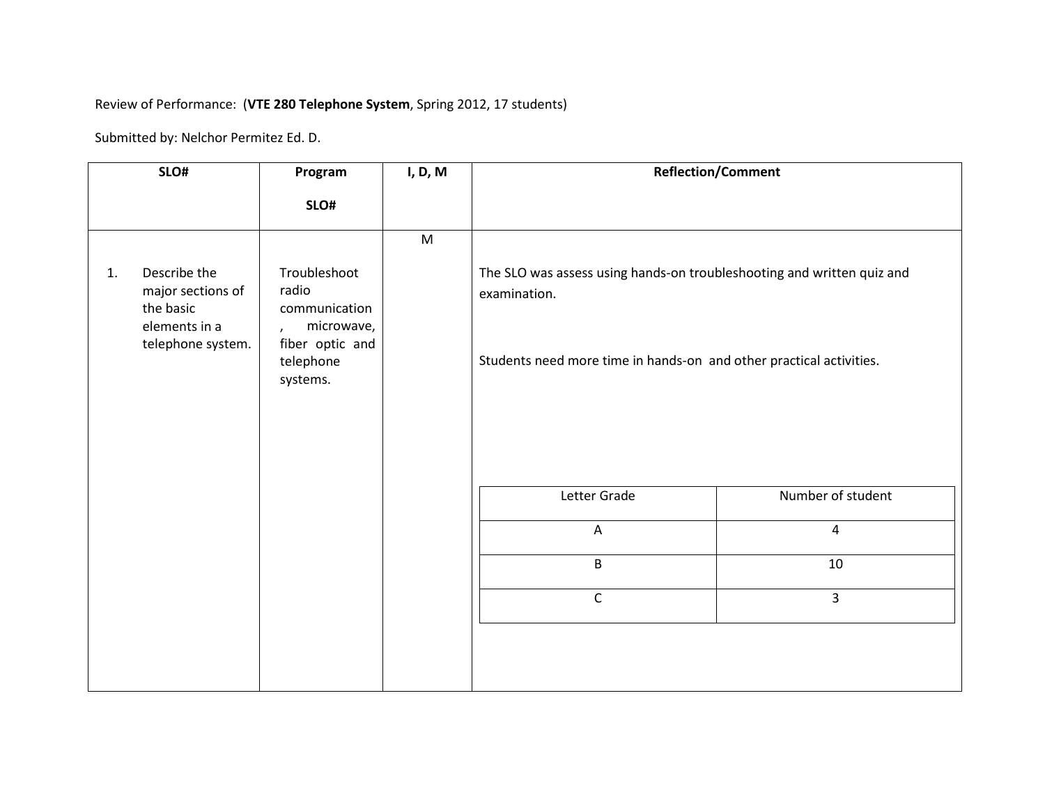Review of Performance: (**VTE 280 Telephone System**, Spring 2012, 17 students)

Submitted by: Nelchor Permitez Ed. D.

| **SLO#** | **Program SLO#** | **I, D, M** | **Reflection/Comment** |
|---|---|---|---|
| 1. Describe the major sections of the basic elements in a telephone system. | Troubleshoot radio communication , microwave, fiber optic and telephone systems. | M | The SLO was assess using hands-on troubleshooting and written quiz and examination.<br><br>Students need more time in hands-on and other practical activities. |

| Letter Grade | Number of student |
|---|---|
| A | 4 |
| B | 10 |
| C | 3 |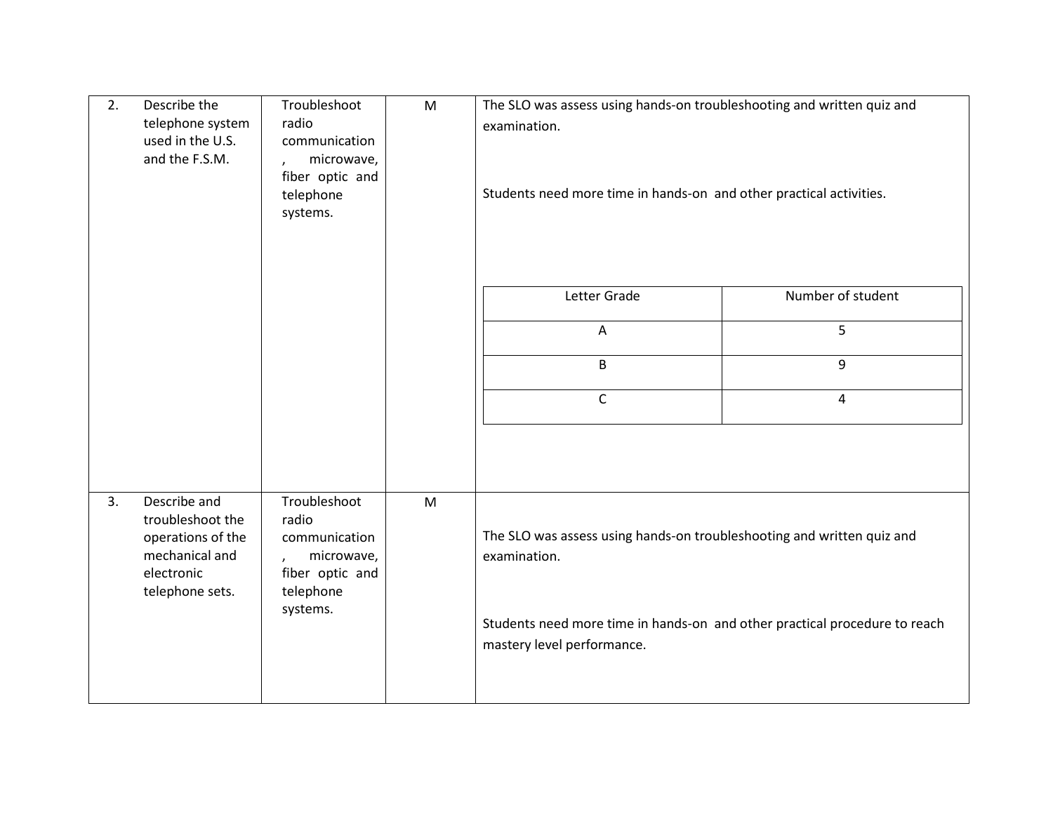| | | | |
|---|---|---|---|
| 2. Describe the telephone system used in the U.S. and the F.S.M. | Troubleshoot radio communication, microwave, fiber optic and telephone systems. | M | The SLO was assess using hands-on troubleshooting and written quiz and examination.<br><br>Students need more time in hands-on and other practical activities. |
| 3. Describe and troubleshoot the operations of the mechanical and electronic telephone sets. | Troubleshoot radio communication, microwave, fiber optic and telephone systems. | M | The SLO was assess using hands-on troubleshooting and written quiz and examination.<br><br>Students need more time in hands-on and other practical procedure to reach mastery level performance. |

| Letter Grade | Number of student |
|---|---|
| A | 5 |
| B | 9 |
| C | 4 |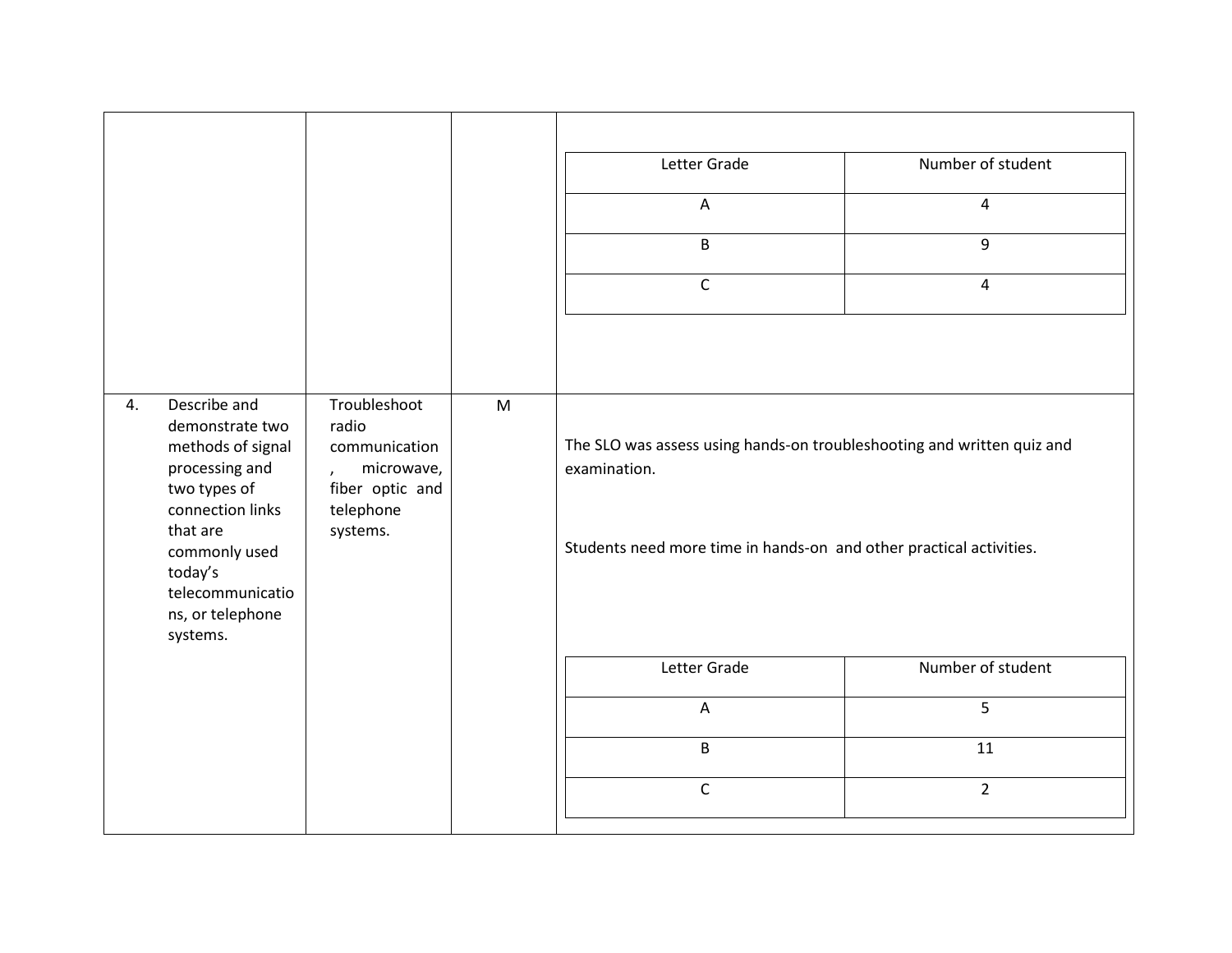| | | | |
|---|---|---|---|
| | | | <table><tr><th>Letter Grade</th><th>Number of student</th></tr><tr><td>A</td><td>4</td></tr><tr><td>B</td><td>9</td></tr><tr><td>C</td><td>4</td></tr></table> |
| 4. Describe and demonstrate two methods of signal processing and two types of connection links that are commonly used today's telecommunications, or telephone systems. | Troubleshoot radio communication, microwave, fiber optic and telephone systems. | M | The SLO was assess using hands-on troubleshooting and written quiz and examination.<br><br>Students need more time in hands-on and other practical activities.<br><br><table><tr><th>Letter Grade</th><th>Number of student</th></tr><tr><td>A</td><td>5</td></tr><tr><td>B</td><td>11</td></tr><tr><td>C</td><td>2</td></tr></table> |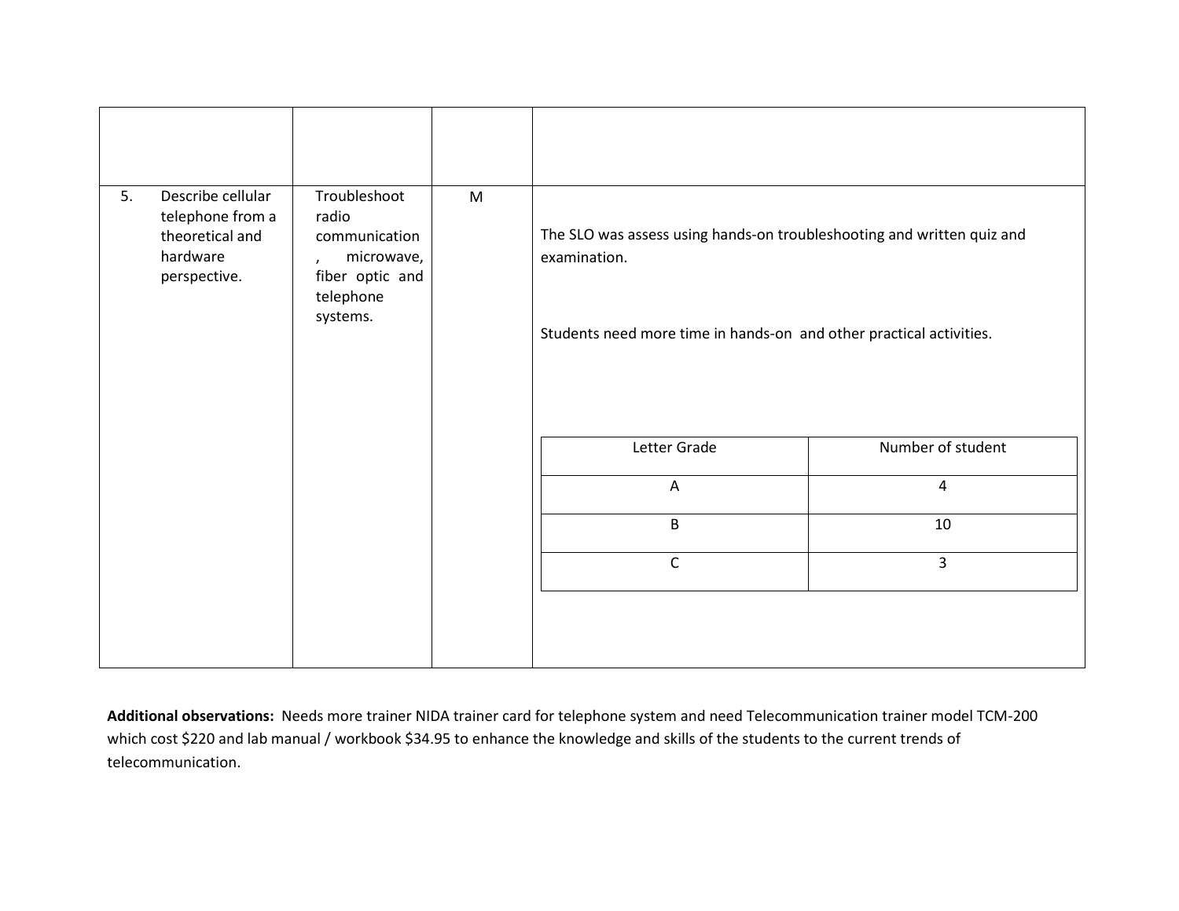| | | | |
|---|---|---|---|
| | | | |
| 5. Describe cellular telephone from a theoretical and hardware perspective. | Troubleshoot radio communication , microwave, fiber optic and telephone systems. | M | The SLO was assess using hands-on troubleshooting and written quiz and examination.<br><br>Students need more time in hands-on and other practical activities.<br><br>Letter Grade / Number of student: A – 4; B – 10; C – 3 |

| Letter Grade | Number of student |
|---|---|
| A | 4 |
| B | 10 |
| C | 3 |

**Additional observations:** Needs more trainer NIDA trainer card for telephone system and need Telecommunication trainer model TCM-200 which cost $220 and lab manual / workbook $34.95 to enhance the knowledge and skills of the students to the current trends of telecommunication.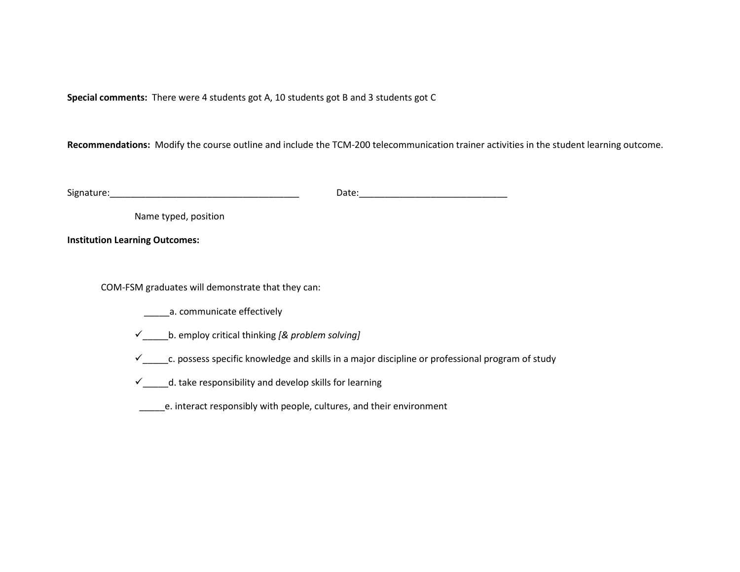**Special comments:** There were 4 students got A, 10 students got B and 3 students got C

**Recommendations:** Modify the course outline and include the TCM-200 telecommunication trainer activities in the student learning outcome.

Signature:______________________________________ Date:______________________________

Name typed, position

**Institution Learning Outcomes:**

COM-FSM graduates will demonstrate that they can:

_____a. communicate effectively

✓_____b. employ critical thinking *[& problem solving]*

✓_____c. possess specific knowledge and skills in a major discipline or professional program of study

✓_____d. take responsibility and develop skills for learning

_____e. interact responsibly with people, cultures, and their environment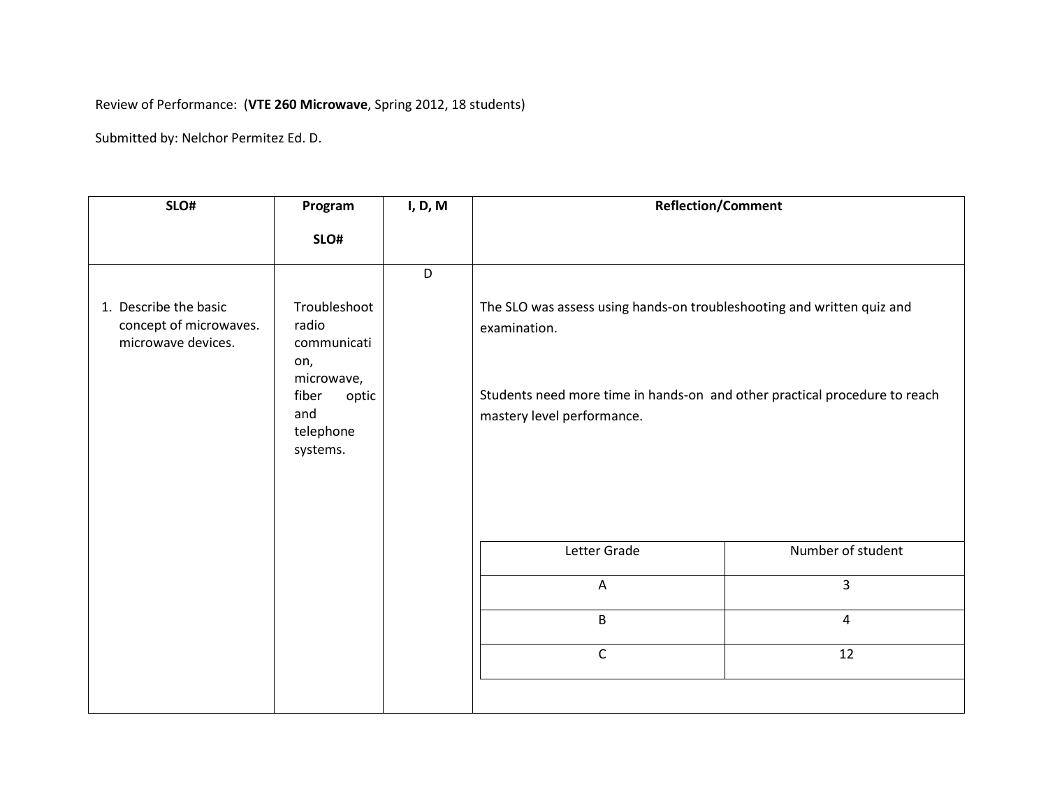Review of Performance: (**VTE 260 Microwave**, Spring 2012, 18 students)

Submitted by: Nelchor Permitez Ed. D.

| SLO# | Program SLO# | I, D, M | Reflection/Comment |
|---|---|---|---|
| 1. Describe the basic concept of microwaves. microwave devices. | Troubleshoot radio communication, microwave, fiber optic and telephone systems. | D | The SLO was assess using hands-on troubleshooting and written quiz and examination.<br><br>Students need more time in hands-on and other practical procedure to reach mastery level performance. |

| Letter Grade | Number of student |
|---|---|
| A | 3 |
| B | 4 |
| C | 12 |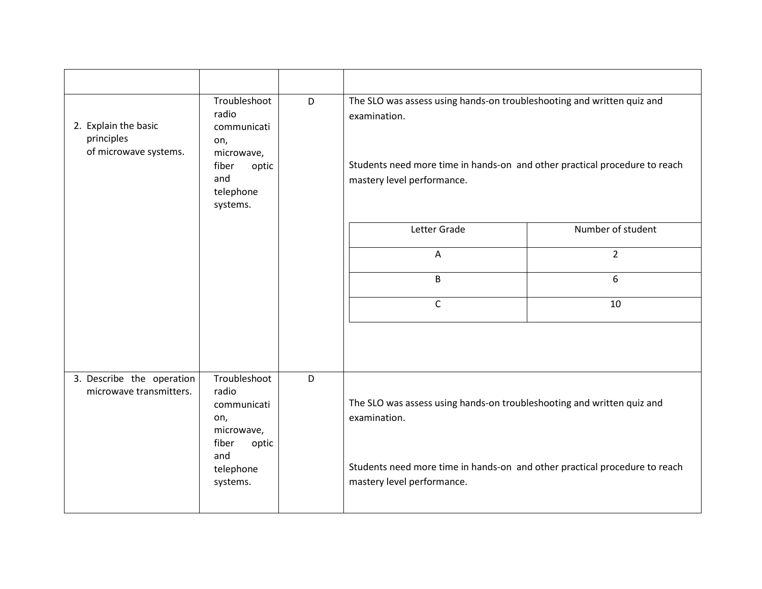| | | | |
|---|---|---|---|
| 2. Explain the basic principles of microwave systems. | Troubleshoot radio communication, microwave, fiber optic and telephone systems. | D | The SLO was assess using hands-on troubleshooting and written quiz and examination.<br><br>Students need more time in hands-on and other practical procedure to reach mastery level performance.<br><br>Letter Grade / Number of student:<br>A: 2<br>B: 6<br>C: 10 |
| 3. Describe the operation microwave transmitters. | Troubleshoot radio communication, microwave, fiber optic and telephone systems. | D | The SLO was assess using hands-on troubleshooting and written quiz and examination.<br><br>Students need more time in hands-on and other practical procedure to reach mastery level performance. |

| Letter Grade | Number of student |
|---|---|
| A | 2 |
| B | 6 |
| C | 10 |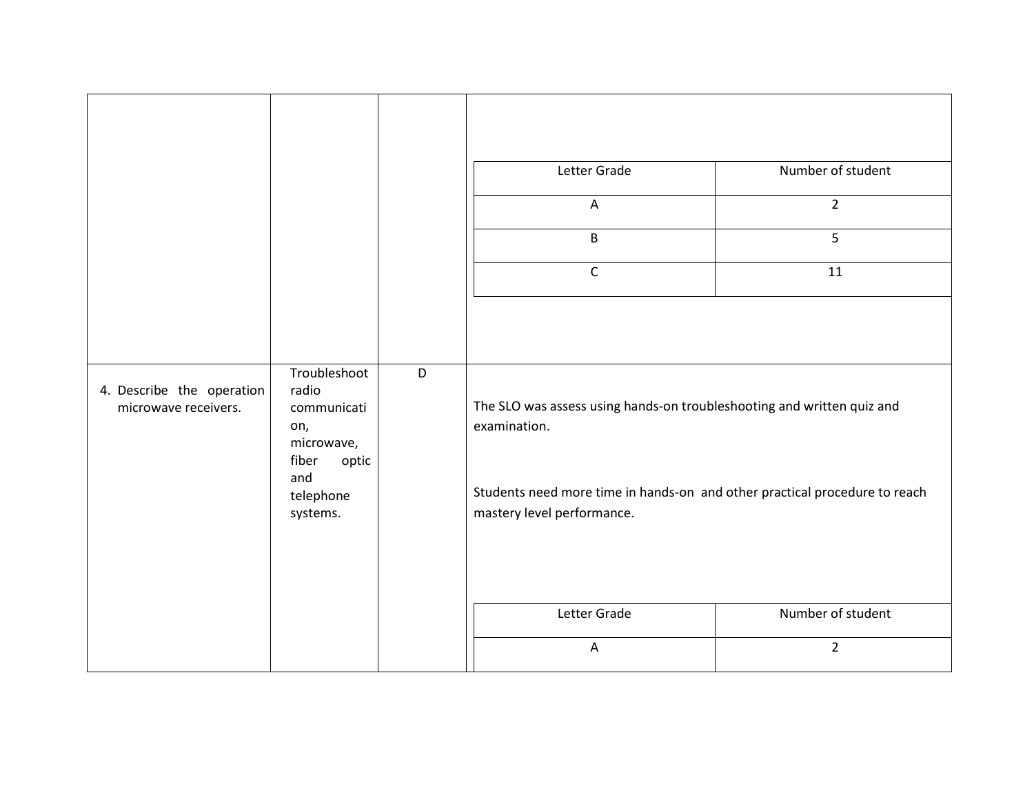| | | | |
|---|---|---|---|
| | | | <table><tr><th>Letter Grade</th><th>Number of student</th></tr><tr><td>A</td><td>2</td></tr><tr><td>B</td><td>5</td></tr><tr><td>C</td><td>11</td></tr></table> |
| 4. Describe the operation microwave receivers. | Troubleshoot radio communication, microwave, fiber optic and telephone systems. | D | The SLO was assess using hands-on troubleshooting and written quiz and examination.<br><br>Students need more time in hands-on and other practical procedure to reach mastery level performance.<br><br><table><tr><th>Letter Grade</th><th>Number of student</th></tr><tr><td>A</td><td>2</td></tr></table> |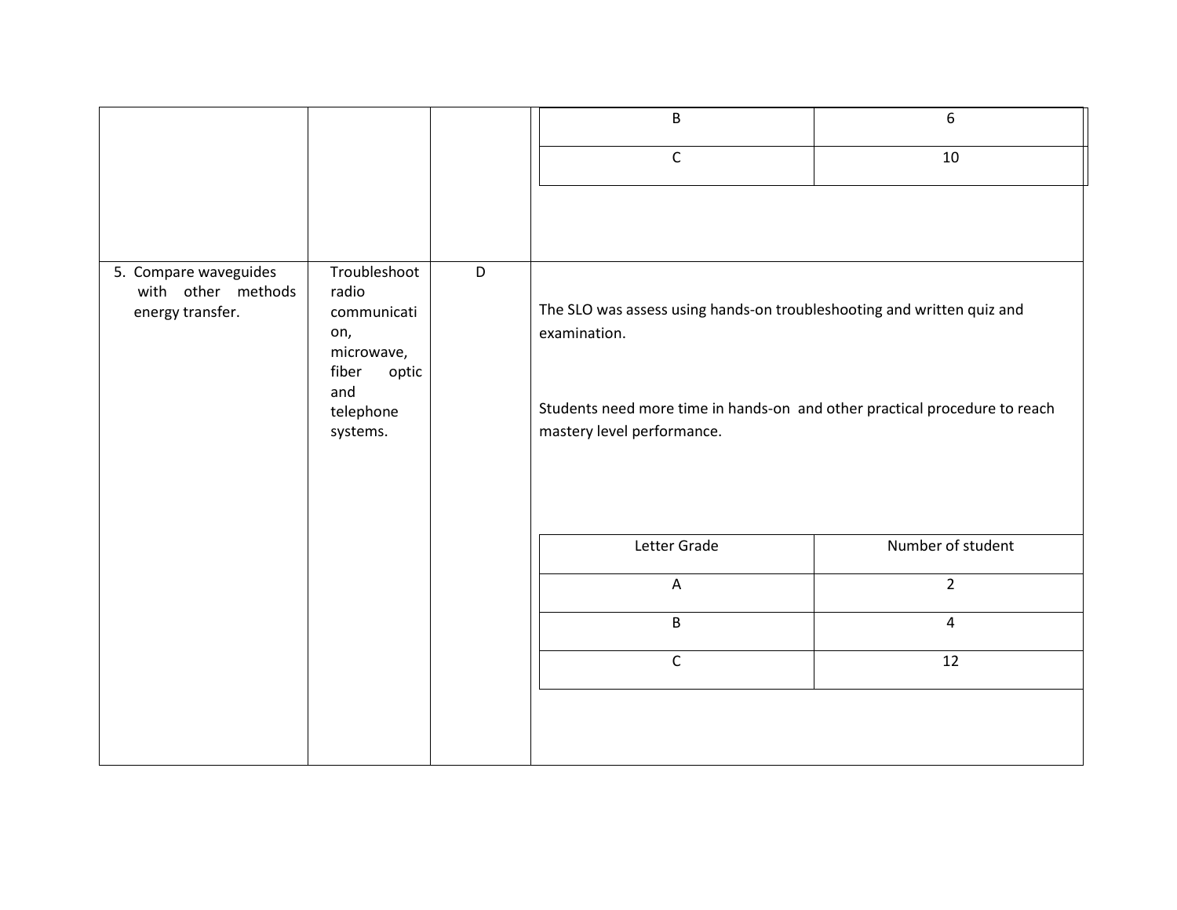| | | | |
|---|---|---|---|
| | | | <table><tr><td>B</td><td>6</td></tr><tr><td>C</td><td>10</td></tr></table> |
| 5. Compare waveguides with other methods energy transfer. | Troubleshoot radio communication, microwave, fiber optic and telephone systems. | D | The SLO was assess using hands-on troubleshooting and written quiz and examination.<br><br>Students need more time in hands-on and other practical procedure to reach mastery level performance.<br><br><table><tr><th>Letter Grade</th><th>Number of student</th></tr><tr><td>A</td><td>2</td></tr><tr><td>B</td><td>4</td></tr><tr><td>C</td><td>12</td></tr></table> |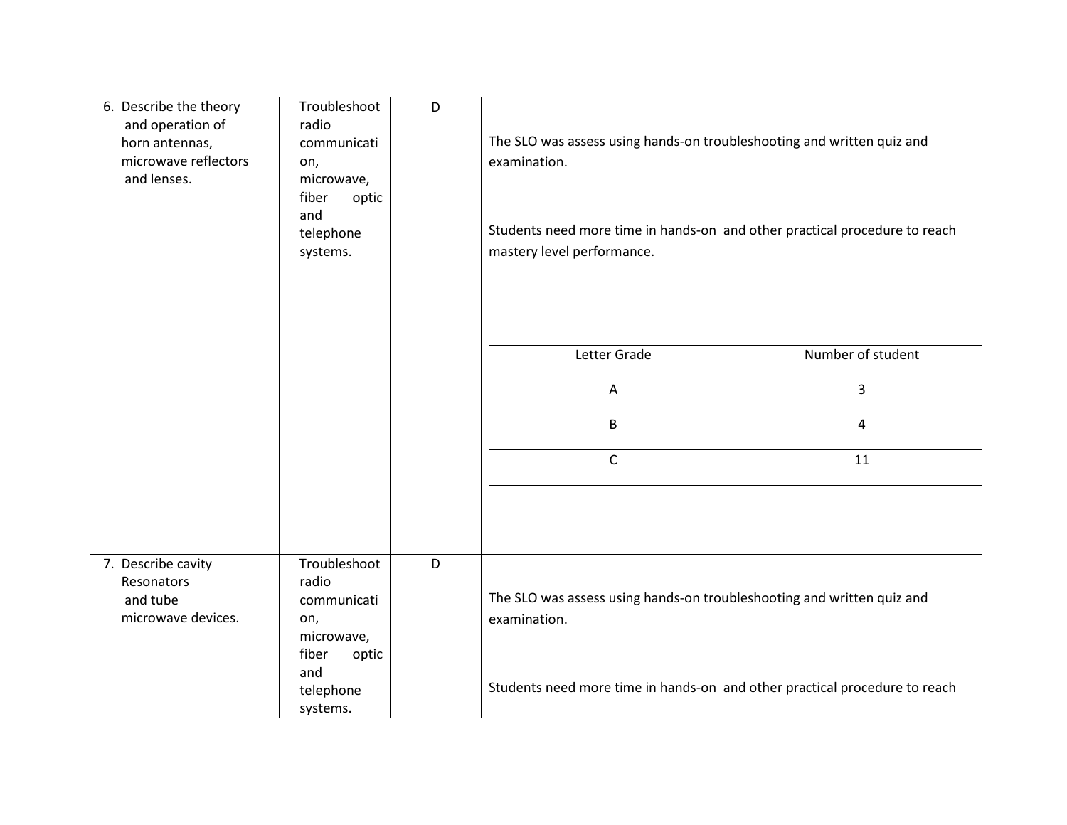| | | | |
|---|---|---|---|
| 6. Describe the theory and operation of horn antennas, microwave reflectors and lenses. | Troubleshoot radio communication, microwave, fiber optic and telephone systems. | D | The SLO was assess using hands-on troubleshooting and written quiz and examination.<br><br>Students need more time in hands-on and other practical procedure to reach mastery level performance. |
| 7. Describe cavity Resonators and tube microwave devices. | Troubleshoot radio communication, microwave, fiber optic and telephone systems. | D | The SLO was assess using hands-on troubleshooting and written quiz and examination.<br><br>Students need more time in hands-on and other practical procedure to reach |

| Letter Grade | Number of student |
|---|---|
| A | 3 |
| B | 4 |
| C | 11 |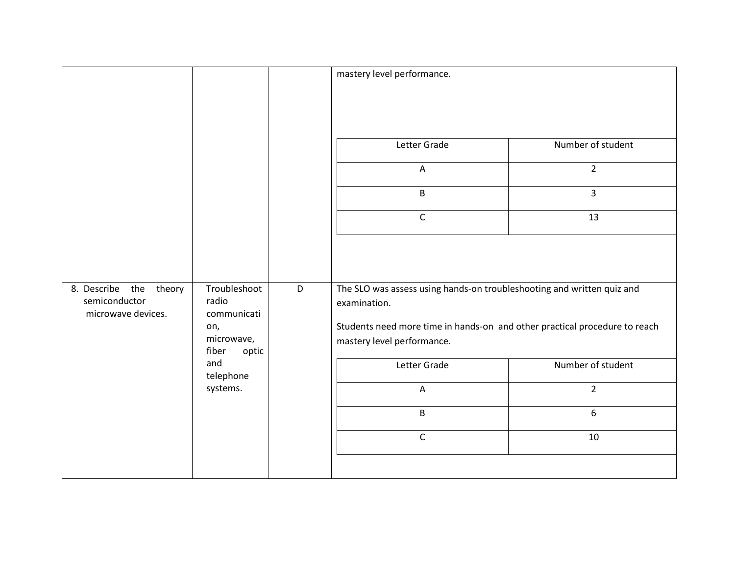| | | | |
|---|---|---|---|
| | | | mastery level performance.<br><br>Letter Grade / Number of student<br>A: 2<br>B: 3<br>C: 13 |
| 8. Describe the theory semiconductor microwave devices. | Troubleshoot radio communication, microwave, fiber optic and telephone systems. | D | The SLO was assess using hands-on troubleshooting and written quiz and examination.<br><br>Students need more time in hands-on and other practical procedure to reach mastery level performance.<br><br>Letter Grade / Number of student<br>A: 2<br>B: 6<br>C: 10 |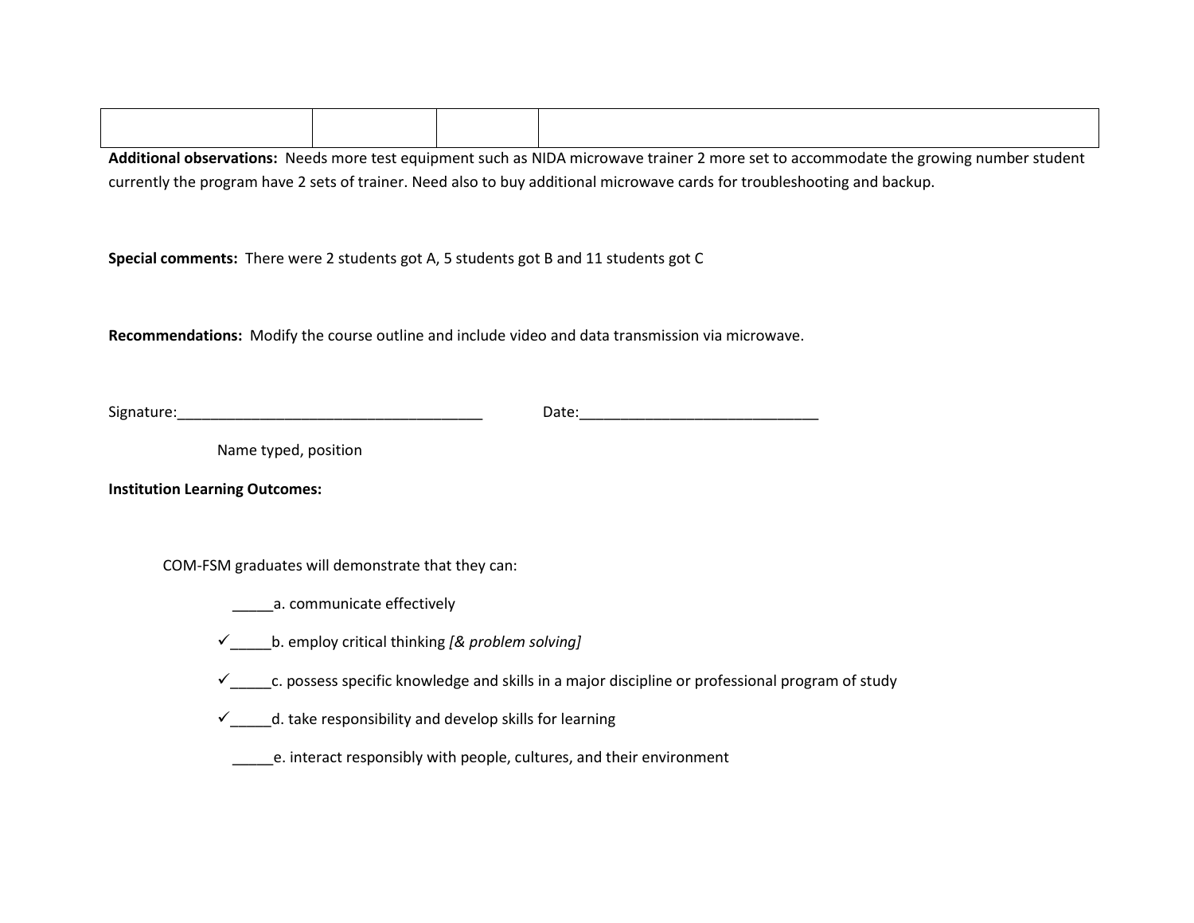| | | | |
|---|---|---|---|
| | | | |

**Additional observations:** Needs more test equipment such as NIDA microwave trainer 2 more set to accommodate the growing number student currently the program have 2 sets of trainer. Need also to buy additional microwave cards for troubleshooting and backup.

**Special comments:** There were 2 students got A, 5 students got B and 11 students got C

**Recommendations:** Modify the course outline and include video and data transmission via microwave.

Signature:______________________________________ Date:______________________________

Name typed, position

**Institution Learning Outcomes:**

COM-FSM graduates will demonstrate that they can:

_____a. communicate effectively

✓_____b. employ critical thinking *[& problem solving]*

✓_____c. possess specific knowledge and skills in a major discipline or professional program of study

✓_____d. take responsibility and develop skills for learning

_____e. interact responsibly with people, cultures, and their environment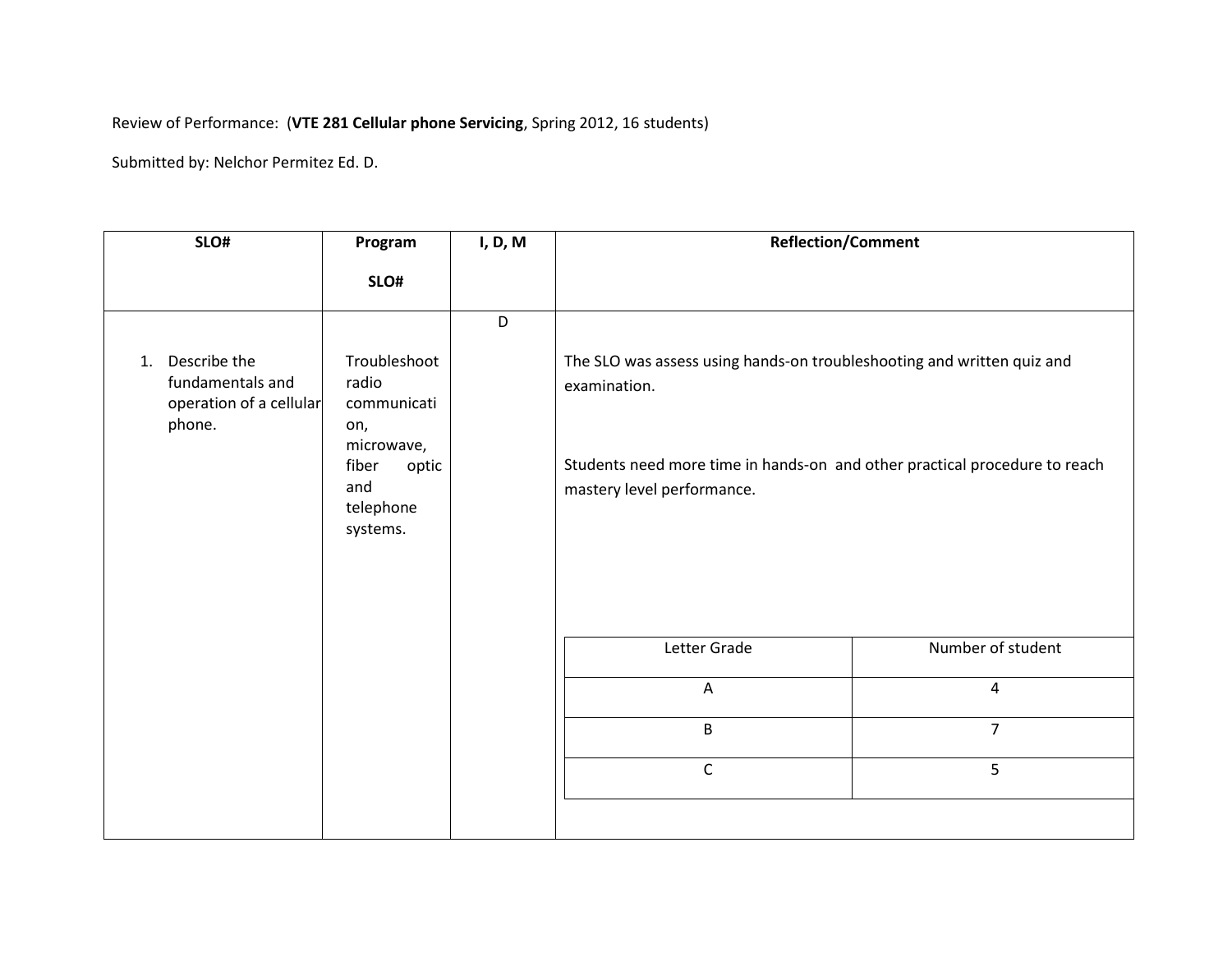Review of Performance: (**VTE 281 Cellular phone Servicing**, Spring 2012, 16 students)

Submitted by: Nelchor Permitez Ed. D.

| SLO# | Program SLO# | I, D, M | Reflection/Comment |
| --- | --- | --- | --- |
| 1. Describe the fundamentals and operation of a cellular phone. | Troubleshoot radio communication, microwave, fiber optic and telephone systems. | D | The SLO was assess using hands-on troubleshooting and written quiz and examination.<br><br>Students need more time in hands-on and other practical procedure to reach mastery level performance. |

| Letter Grade | Number of student |
| --- | --- |
| A | 4 |
| B | 7 |
| C | 5 |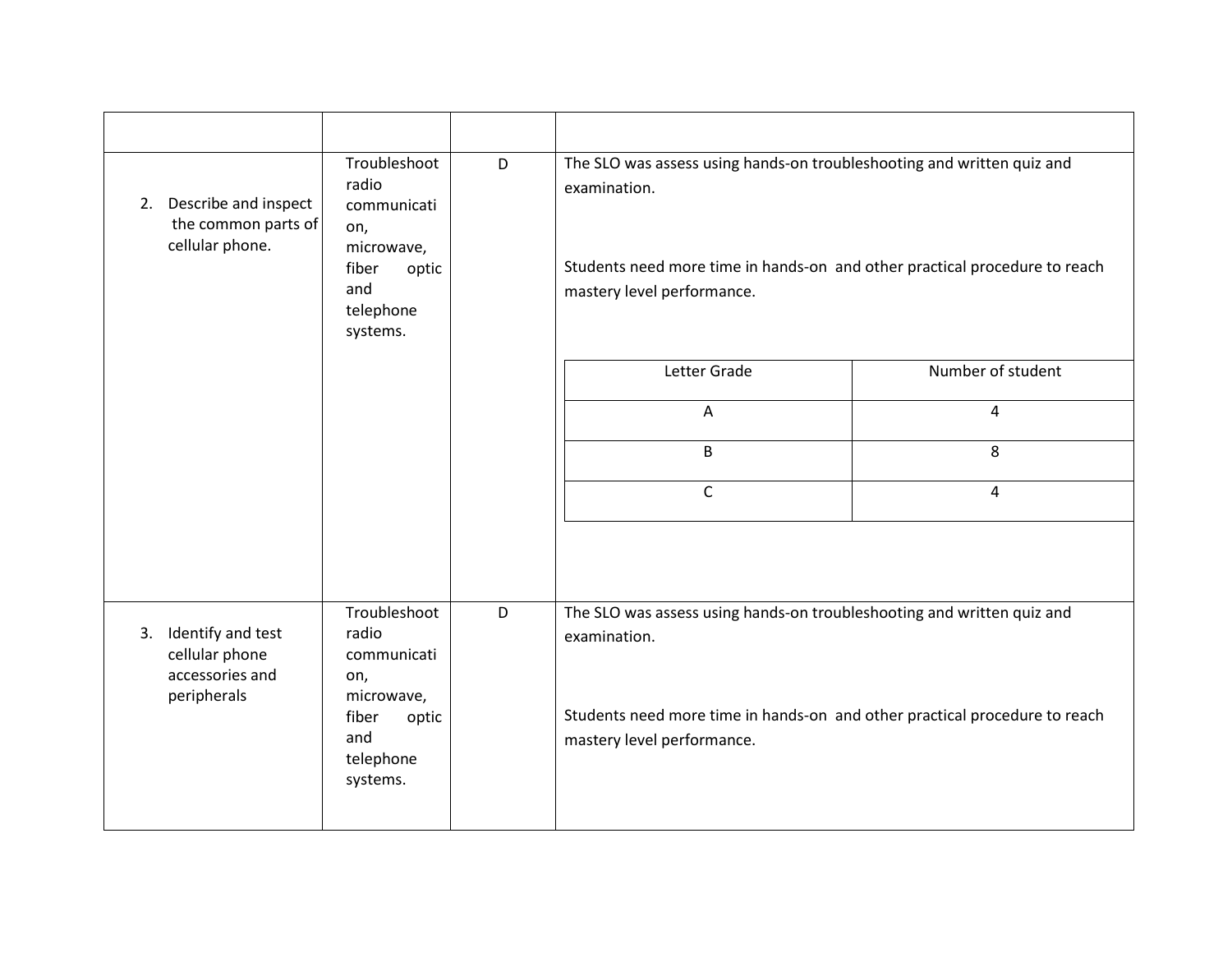| | | | |
|---|---|---|---|
| 2. Describe and inspect the common parts of cellular phone. | Troubleshoot radio communication, microwave, fiber optic and telephone systems. | D | The SLO was assess using hands-on troubleshooting and written quiz and examination.<br><br>Students need more time in hands-on and other practical procedure to reach mastery level performance.<br><br>Letter Grade / Number of student:<br>A: 4<br>B: 8<br>C: 4 |
| 3. Identify and test cellular phone accessories and peripherals | Troubleshoot radio communication, microwave, fiber optic and telephone systems. | D | The SLO was assess using hands-on troubleshooting and written quiz and examination.<br><br>Students need more time in hands-on and other practical procedure to reach mastery level performance. |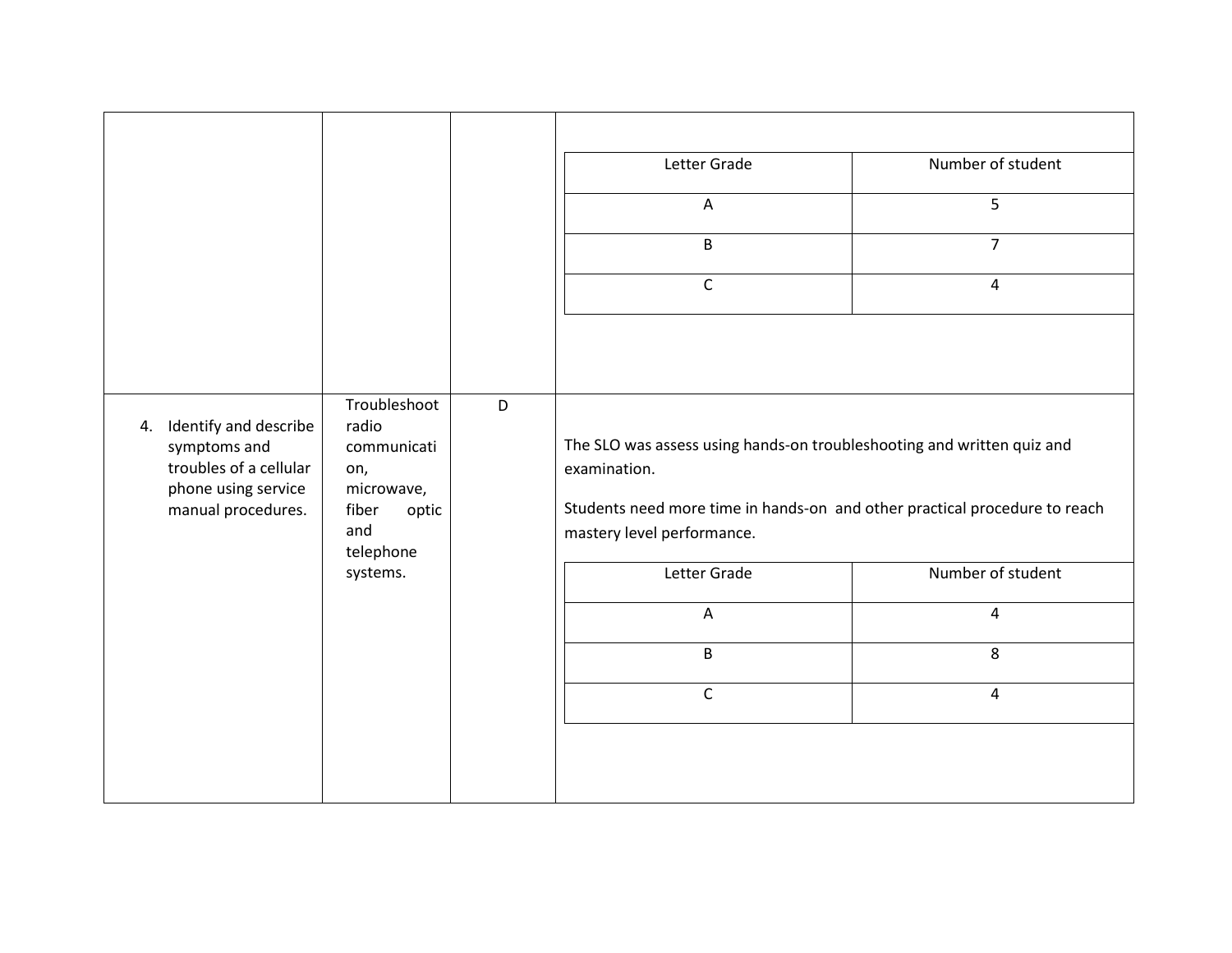| | | | |
|---|---|---|---|
| | | | <table><tr><th>Letter Grade</th><th>Number of student</th></tr><tr><td>A</td><td>5</td></tr><tr><td>B</td><td>7</td></tr><tr><td>C</td><td>4</td></tr></table> |
| 4. Identify and describe symptoms and troubles of a cellular phone using service manual procedures. | Troubleshoot radio communication, microwave, fiber optic and telephone systems. | D | The SLO was assess using hands-on troubleshooting and written quiz and examination.<br><br>Students need more time in hands-on and other practical procedure to reach mastery level performance.<br><br><table><tr><th>Letter Grade</th><th>Number of student</th></tr><tr><td>A</td><td>4</td></tr><tr><td>B</td><td>8</td></tr><tr><td>C</td><td>4</td></tr></table> |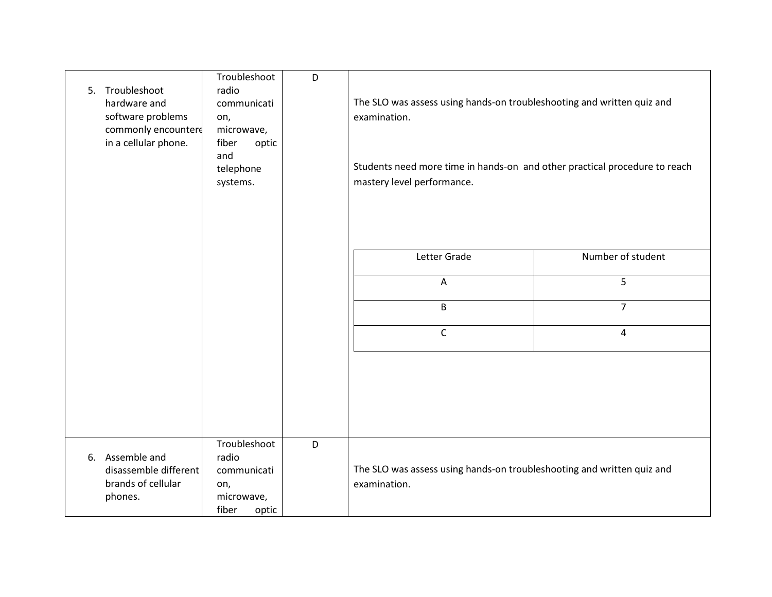| | | | |
|---|---|---|---|
| 5. Troubleshoot hardware and software problems commonly encountered in a cellular phone. | Troubleshoot radio communication, microwave, fiber optic and telephone systems. | D | The SLO was assess using hands-on troubleshooting and written quiz and examination.<br><br>Students need more time in hands-on and other practical procedure to reach mastery level performance.<br><br><table><tr><th>Letter Grade</th><th>Number of student</th></tr><tr><td>A</td><td>5</td></tr><tr><td>B</td><td>7</td></tr><tr><td>C</td><td>4</td></tr></table> |
| 6. Assemble and disassemble different brands of cellular phones. | Troubleshoot radio communication, microwave, fiber optic | D | The SLO was assess using hands-on troubleshooting and written quiz and examination. |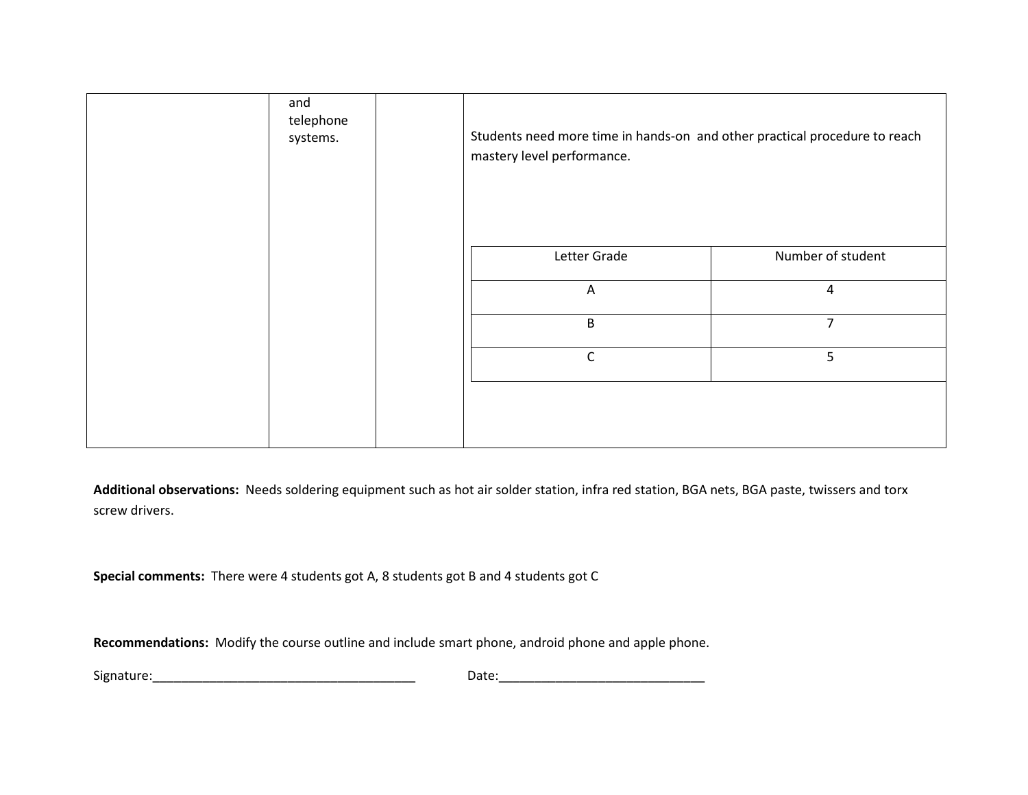| | and telephone systems. | | Students need more time in hands-on and other practical procedure to reach mastery level performance. |
|---|---|---|---|

| Letter Grade | Number of student |
|---|---|
| A | 4 |
| B | 7 |
| C | 5 |

**Additional observations:** Needs soldering equipment such as hot air solder station, infra red station, BGA nets, BGA paste, twissers and torx screw drivers.

**Special comments:** There were 4 students got A, 8 students got B and 4 students got C

**Recommendations:** Modify the course outline and include smart phone, android phone and apple phone.

Signature:_______________________________________ Date:______________________________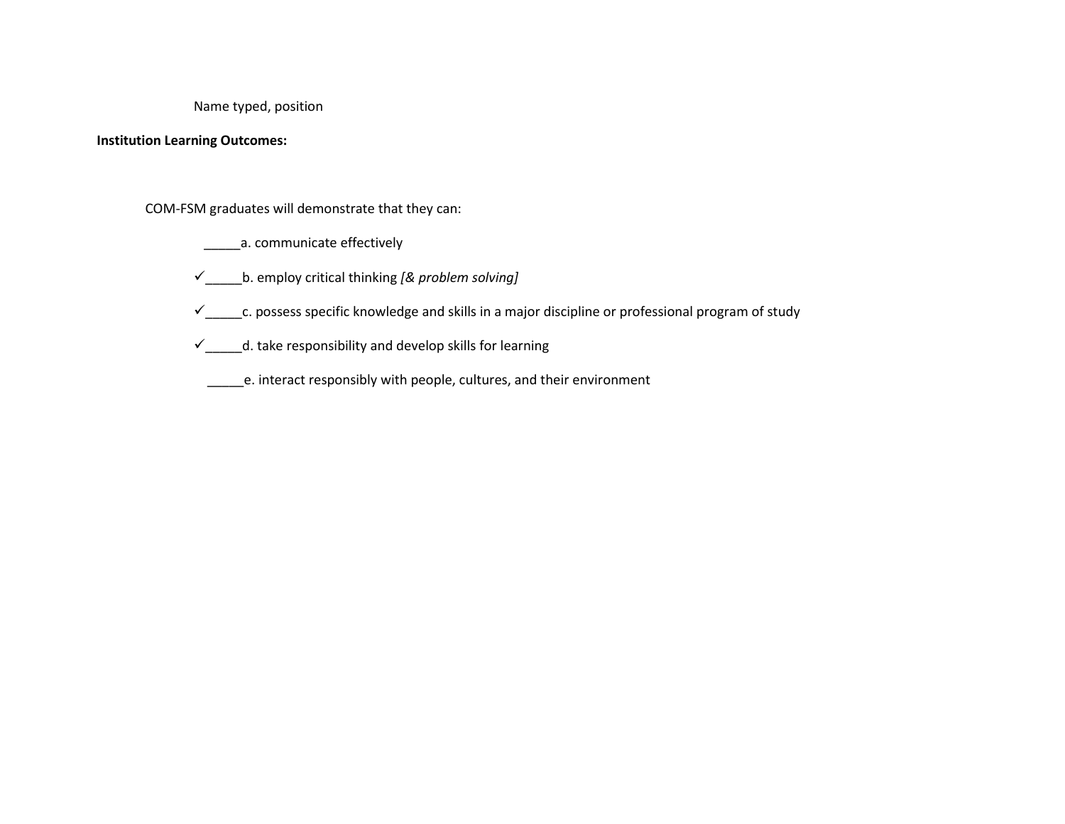Name typed, position

**Institution Learning Outcomes:**

COM-FSM graduates will demonstrate that they can:

_____a. communicate effectively

✓_____b. employ critical thinking *[& problem solving]*

✓_____c. possess specific knowledge and skills in a major discipline or professional program of study

✓_____d. take responsibility and develop skills for learning

_____e. interact responsibly with people, cultures, and their environment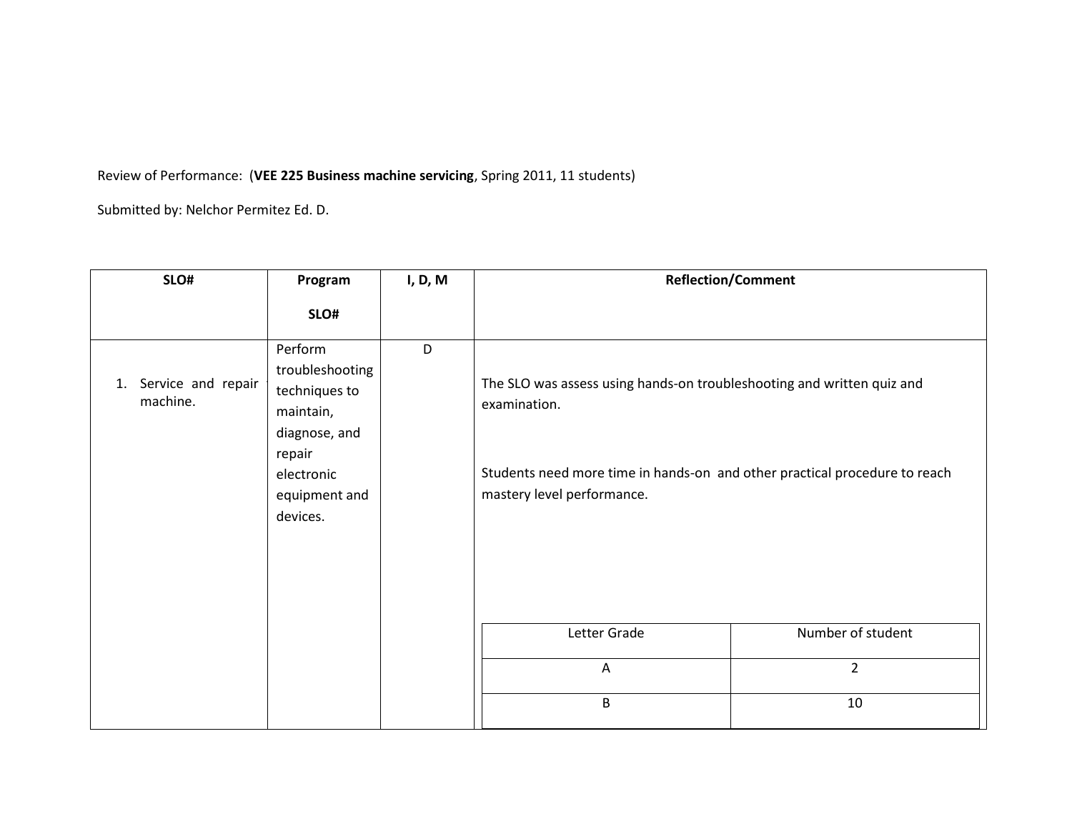Review of Performance: (**VEE 225 Business machine servicing**, Spring 2011, 11 students)

Submitted by: Nelchor Permitez Ed. D.

| SLO# | Program SLO# | I, D, M | Reflection/Comment |
|---|---|---|---|
| 1. Service and repair machine. | Perform troubleshooting techniques to maintain, diagnose, and repair electronic equipment and devices. | D | The SLO was assess using hands-on troubleshooting and written quiz and examination.<br><br>Students need more time in hands-on and other practical procedure to reach mastery level performance. |

| Letter Grade | Number of student |
|---|---|
| A | 2 |
| B | 10 |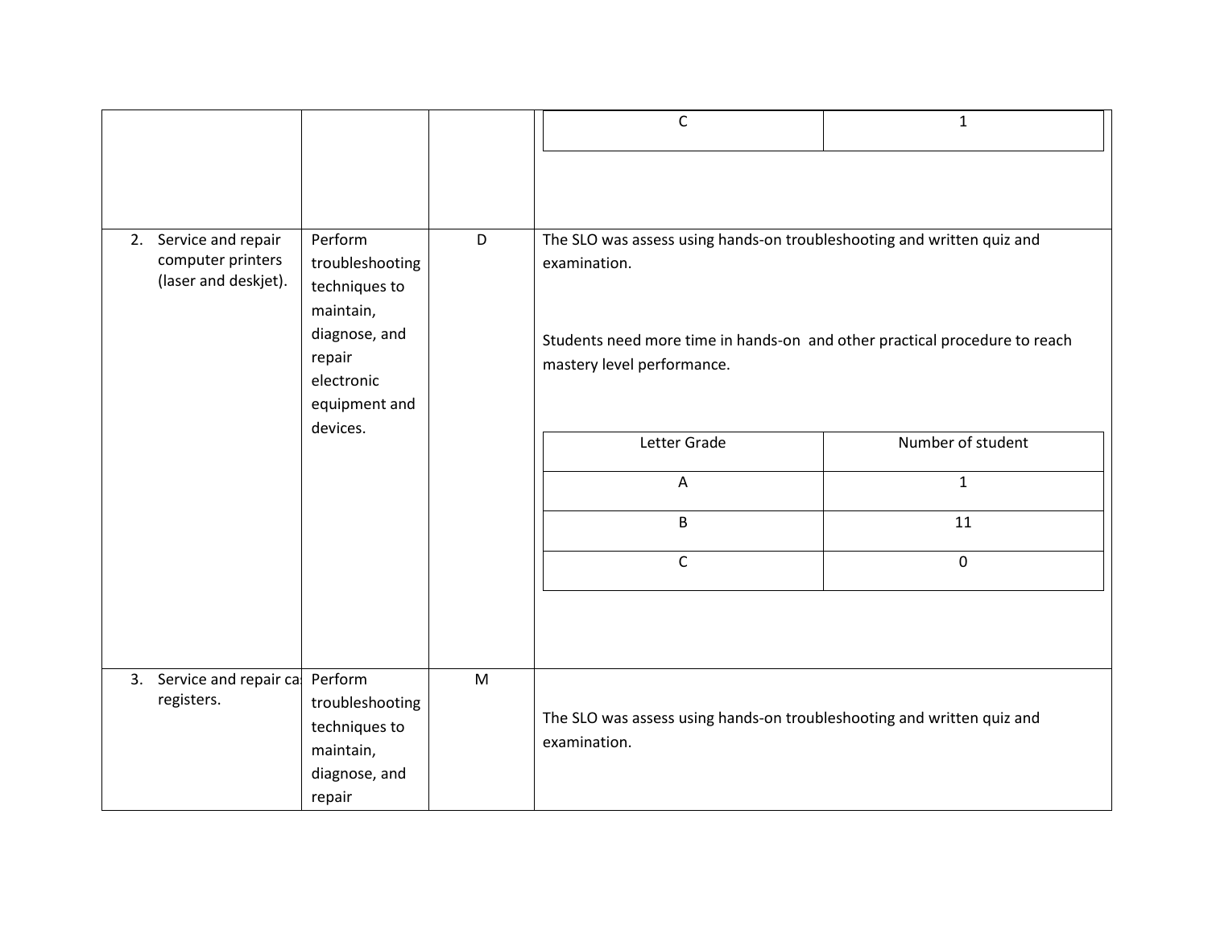| | | | | |
|---|---|---|---|---|
| | | | C | 1 |
| 2. Service and repair computer printers (laser and deskjet). | Perform troubleshooting techniques to maintain, diagnose, and repair electronic equipment and devices. | D | The SLO was assess using hands-on troubleshooting and written quiz and examination.<br><br>Students need more time in hands-on and other practical procedure to reach mastery level performance.<br><br>Letter Grade / Number of student<br>A / 1<br>B / 11<br>C / 0 | |
| 3. Service and repair ca registers. | Perform troubleshooting techniques to maintain, diagnose, and repair | M | The SLO was assess using hands-on troubleshooting and written quiz and examination. | |

| Letter Grade | Number of student |
|---|---|
| A | 1 |
| B | 11 |
| C | 0 |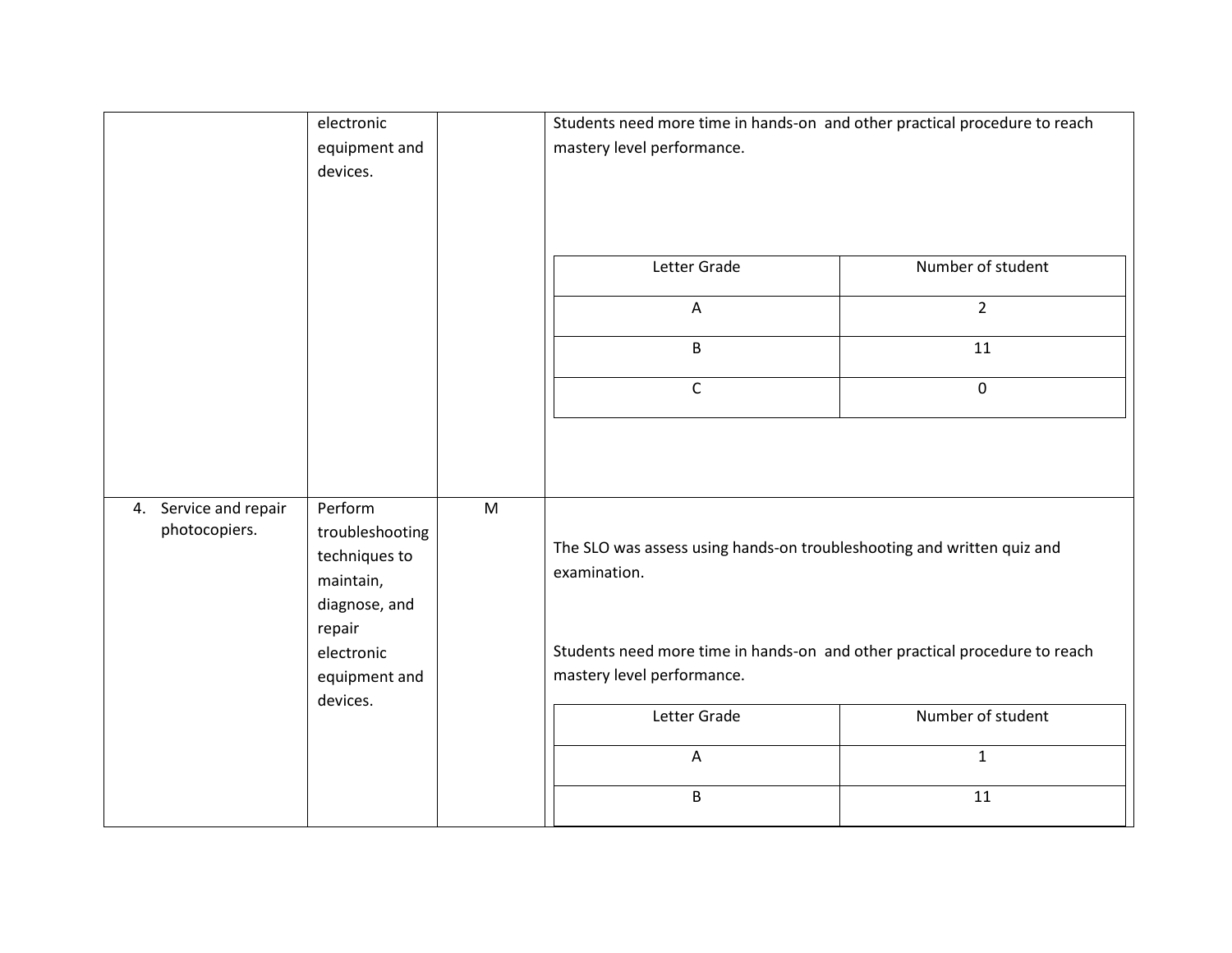| | | | |
|---|---|---|---|
| | electronic equipment and devices. | | Students need more time in hands-on and other practical procedure to reach mastery level performance.<br><br>Letter Grade: A — Number of student: 2<br>Letter Grade: B — Number of student: 11<br>Letter Grade: C — Number of student: 0 |
| 4. Service and repair photocopiers. | Perform troubleshooting techniques to maintain, diagnose, and repair electronic equipment and devices. | M | The SLO was assess using hands-on troubleshooting and written quiz and examination.<br><br>Students need more time in hands-on and other practical procedure to reach mastery level performance.<br><br>Letter Grade: A — Number of student: 1<br>Letter Grade: B — Number of student: 11 |

| Letter Grade | Number of student |
|---|---|
| A | 2 |
| B | 11 |
| C | 0 |

| Letter Grade | Number of student |
|---|---|
| A | 1 |
| B | 11 |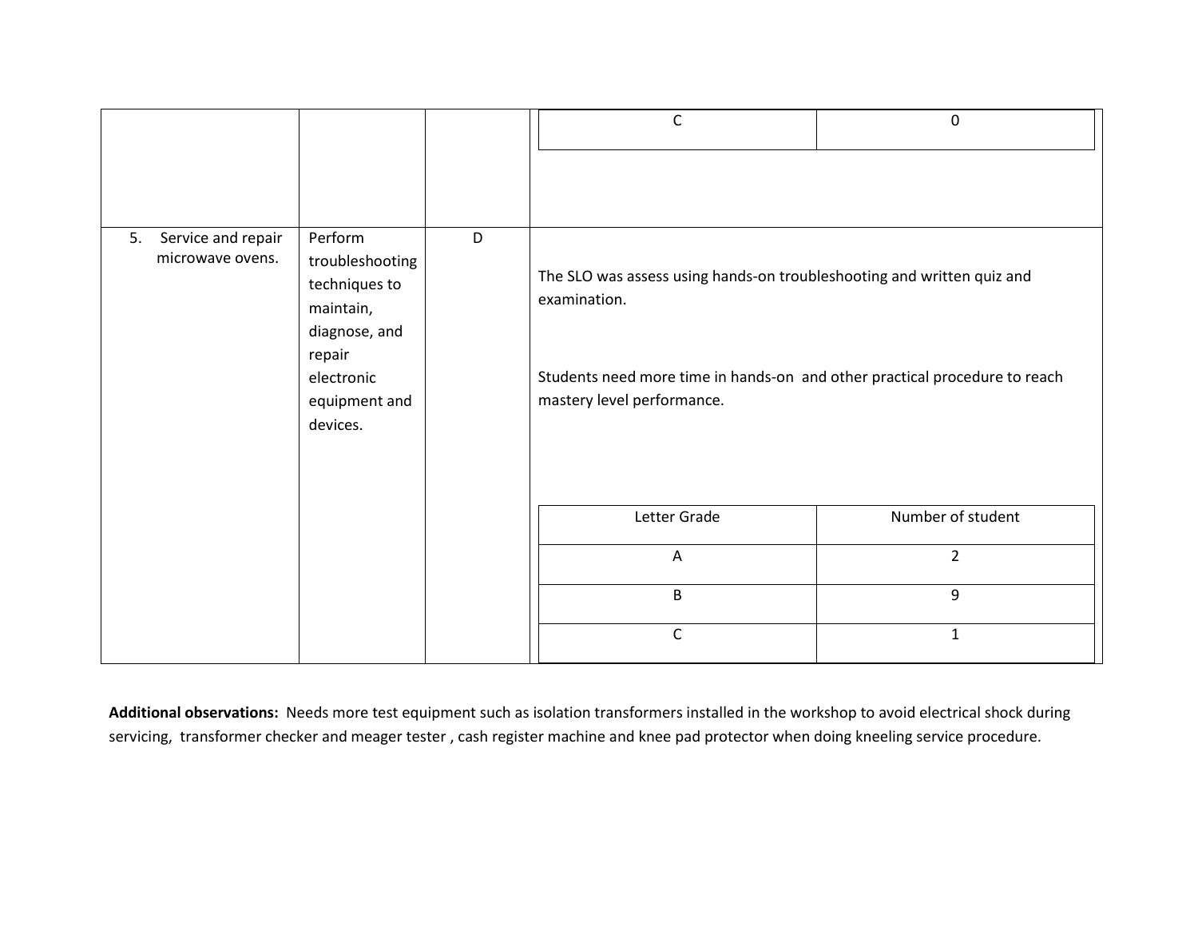| | | | | |
|---|---|---|---|---|
| | | | C | 0 |
| 5. Service and repair microwave ovens. | Perform troubleshooting techniques to maintain, diagnose, and repair electronic equipment and devices. | D | The SLO was assess using hands-on troubleshooting and written quiz and examination.<br><br>Students need more time in hands-on and other practical procedure to reach mastery level performance. | |
| | | | Letter Grade | Number of student |
| | | | A | 2 |
| | | | B | 9 |
| | | | C | 1 |

**Additional observations:** Needs more test equipment such as isolation transformers installed in the workshop to avoid electrical shock during servicing, transformer checker and meager tester , cash register machine and knee pad protector when doing kneeling service procedure.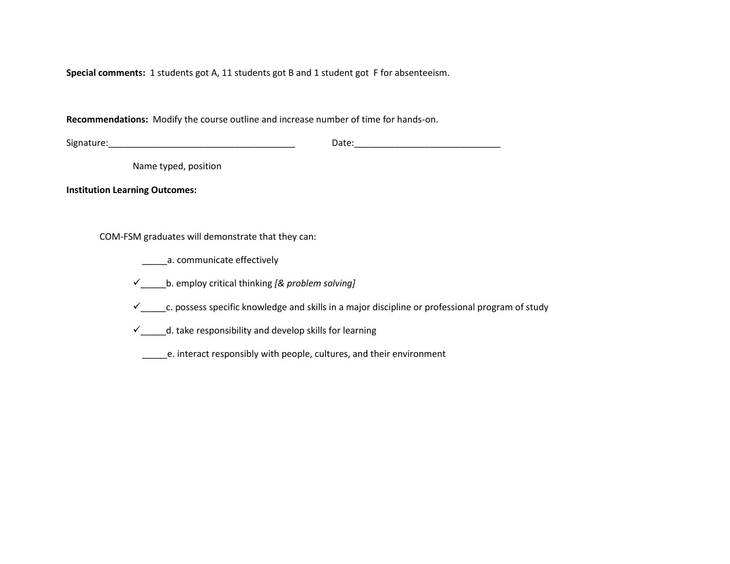**Special comments:** 1 students got A, 11 students got B and 1 student got F for absenteeism.

**Recommendations:** Modify the course outline and increase number of time for hands-on.

Signature:______________________________________ Date:_____________________________

Name typed, position

**Institution Learning Outcomes:**

COM-FSM graduates will demonstrate that they can:

_____a. communicate effectively

✓_____b. employ critical thinking *[& problem solving]*

✓_____c. possess specific knowledge and skills in a major discipline or professional program of study

✓_____d. take responsibility and develop skills for learning

_____e. interact responsibly with people, cultures, and their environment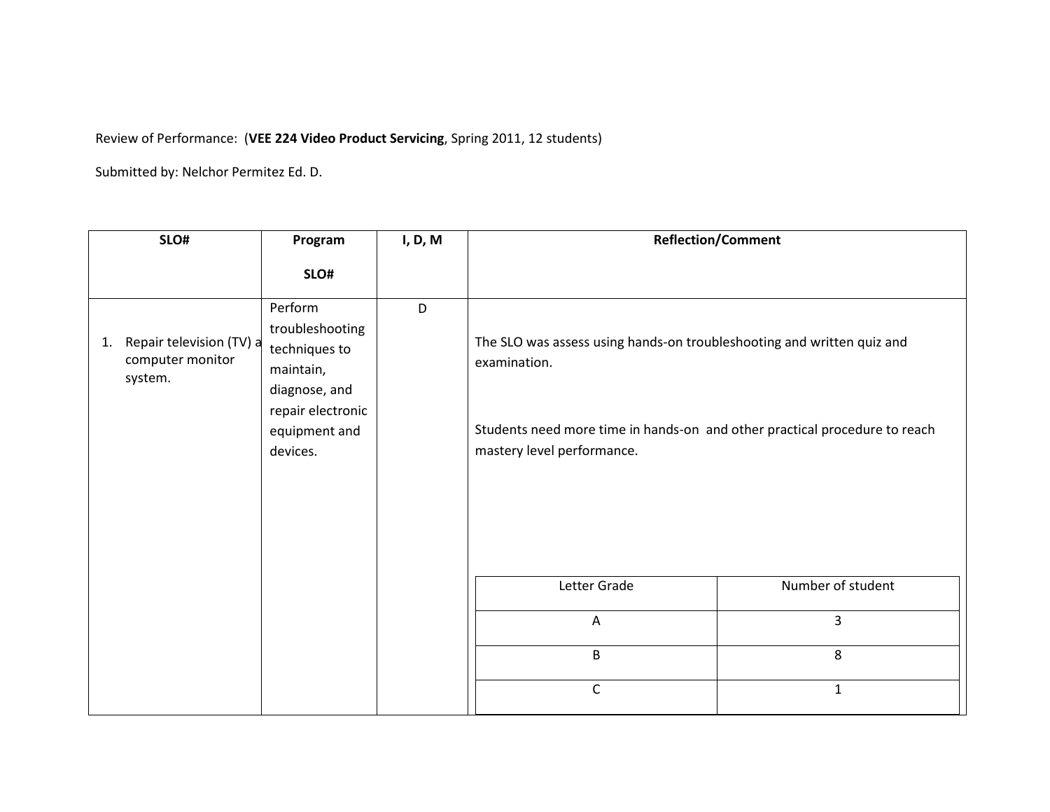Review of Performance: (**VEE 224 Video Product Servicing**, Spring 2011, 12 students)

Submitted by: Nelchor Permitez Ed. D.

| SLO# | Program SLO# | I, D, M | Reflection/Comment |
|---|---|---|---|
| 1. Repair television (TV) a computer monitor system. | Perform troubleshooting techniques to maintain, diagnose, and repair electronic equipment and devices. | D | The SLO was assess using hands-on troubleshooting and written quiz and examination.<br><br>Students need more time in hands-on and other practical procedure to reach mastery level performance. |

| Letter Grade | Number of student |
|---|---|
| A | 3 |
| B | 8 |
| C | 1 |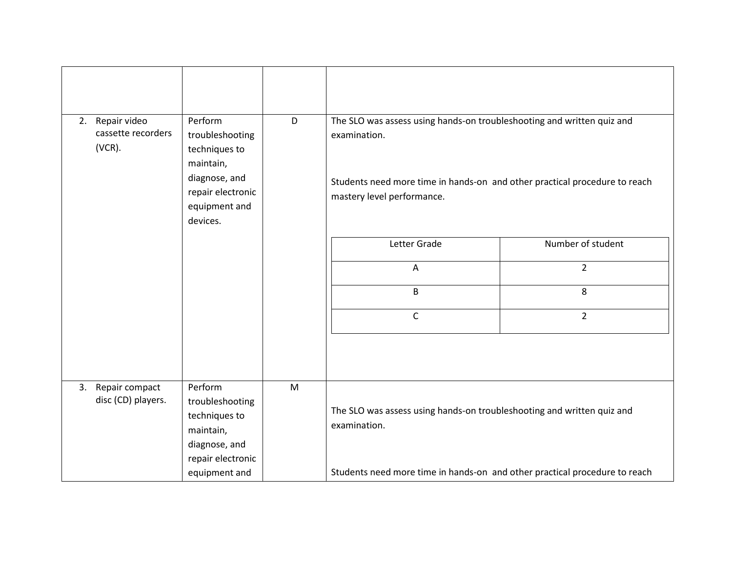| | | | |
|---|---|---|---|
| | | | |
| 2. Repair video cassette recorders (VCR). | Perform troubleshooting techniques to maintain, diagnose, and repair electronic equipment and devices. | D | The SLO was assess using hands-on troubleshooting and written quiz and examination.<br><br>Students need more time in hands-on and other practical procedure to reach mastery level performance. |
| 3. Repair compact disc (CD) players. | Perform troubleshooting techniques to maintain, diagnose, and repair electronic equipment and | M | The SLO was assess using hands-on troubleshooting and written quiz and examination.<br><br>Students need more time in hands-on and other practical procedure to reach |

| Letter Grade | Number of student |
|---|---|
| A | 2 |
| B | 8 |
| C | 2 |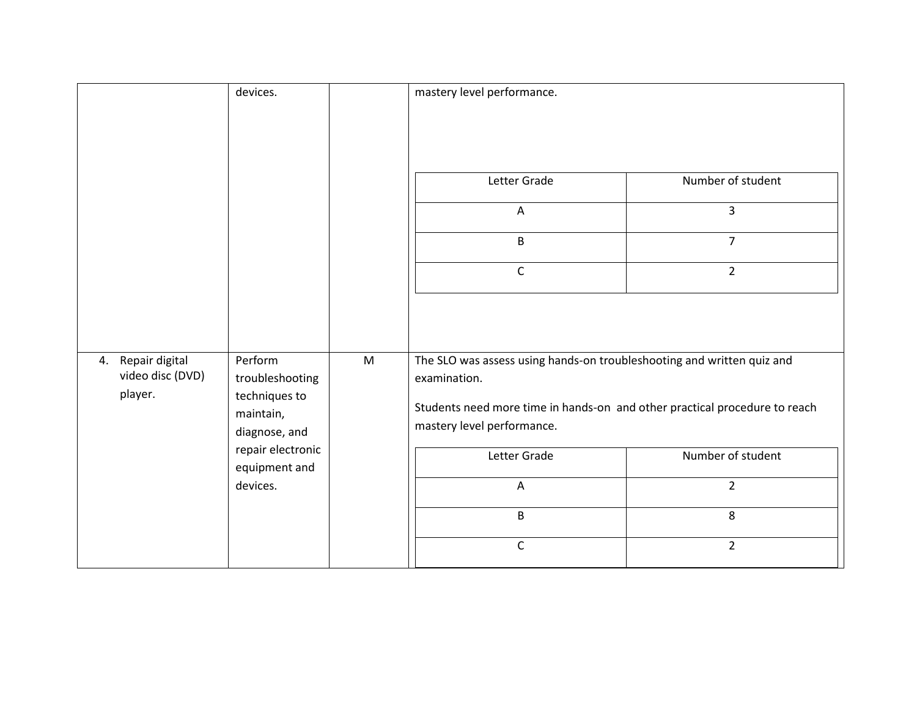| | | | |
|---|---|---|---|
| | devices. | | mastery level performance.<br><br>Letter Grade / Number of student<br>A / 3<br>B / 7<br>C / 2 |
| 4. Repair digital video disc (DVD) player. | Perform troubleshooting techniques to maintain, diagnose, and repair electronic equipment and devices. | M | The SLO was assess using hands-on troubleshooting and written quiz and examination.<br><br>Students need more time in hands-on and other practical procedure to reach mastery level performance.<br><br>Letter Grade / Number of student<br>A / 2<br>B / 8<br>C / 2 |

| Letter Grade | Number of student |
|---|---|
| A | 3 |
| B | 7 |
| C | 2 |

| Letter Grade | Number of student |
|---|---|
| A | 2 |
| B | 8 |
| C | 2 |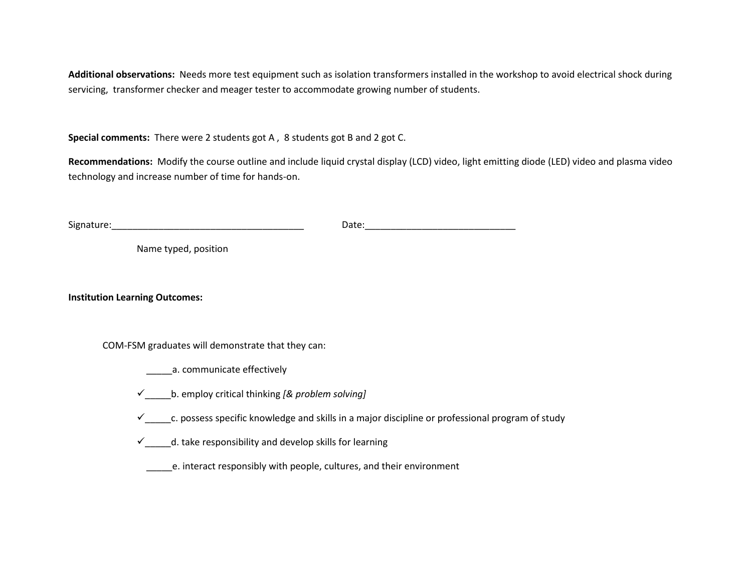**Additional observations:** Needs more test equipment such as isolation transformers installed in the workshop to avoid electrical shock during servicing, transformer checker and meager tester to accommodate growing number of students.

**Special comments:** There were 2 students got A , 8 students got B and 2 got C.

**Recommendations:** Modify the course outline and include liquid crystal display (LCD) video, light emitting diode (LED) video and plasma video technology and increase number of time for hands-on.

Signature:_____________________________________ Date:_____________________________

Name typed, position

**Institution Learning Outcomes:**

COM-FSM graduates will demonstrate that they can:

_____a. communicate effectively

✓_____b. employ critical thinking *[& problem solving]*

✓_____c. possess specific knowledge and skills in a major discipline or professional program of study

✓_____d. take responsibility and develop skills for learning

_____e. interact responsibly with people, cultures, and their environment